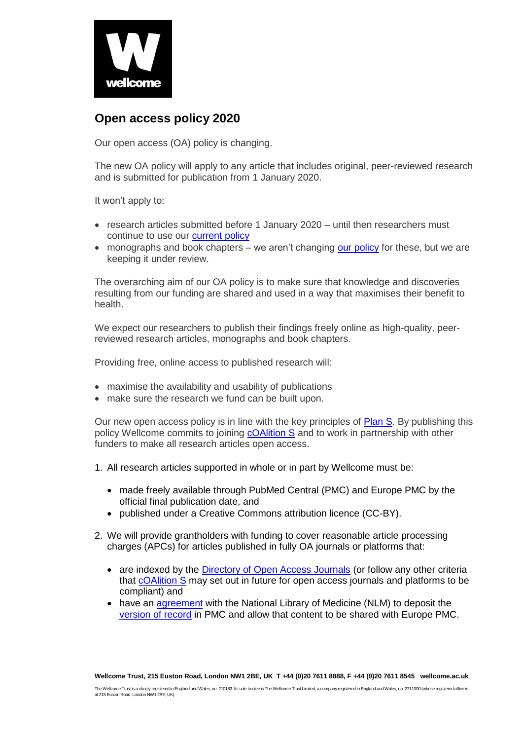# Open access policy 2020

Our open access (OA) policy is changing.

The new OA policy will apply to any article that includes original, peer-reviewed research and is submitted for publication from 1 January 2020.

It won't apply to:

- research articles submitted before 1 January 2020 – until then researchers must continue to use our current policy
- monographs and book chapters – we aren't changing our policy for these, but we are keeping it under review.

The overarching aim of our OA policy is to make sure that knowledge and discoveries resulting from our funding are shared and used in a way that maximises their benefit to health.

We expect our researchers to publish their findings freely online as high-quality, peer-reviewed research articles, monographs and book chapters.

Providing free, online access to published research will:

- maximise the availability and usability of publications
- make sure the research we fund can be built upon.

Our new open access policy is in line with the key principles of Plan S. By publishing this policy Wellcome commits to joining cOAlition S and to work in partnership with other funders to make all research articles open access.

1. All research articles supported in whole or in part by Wellcome must be:
   - made freely available through PubMed Central (PMC) and Europe PMC by the official final publication date, and
   - published under a Creative Commons attribution licence (CC-BY).
2. We will provide grantholders with funding to cover reasonable article processing charges (APCs) for articles published in fully OA journals or platforms that:
   - are indexed by the Directory of Open Access Journals (or follow any other criteria that cOAlition S may set out in future for open access journals and platforms to be compliant) and
   - have an agreement with the National Library of Medicine (NLM) to deposit the version of record in PMC and allow that content to be shared with Europe PMC.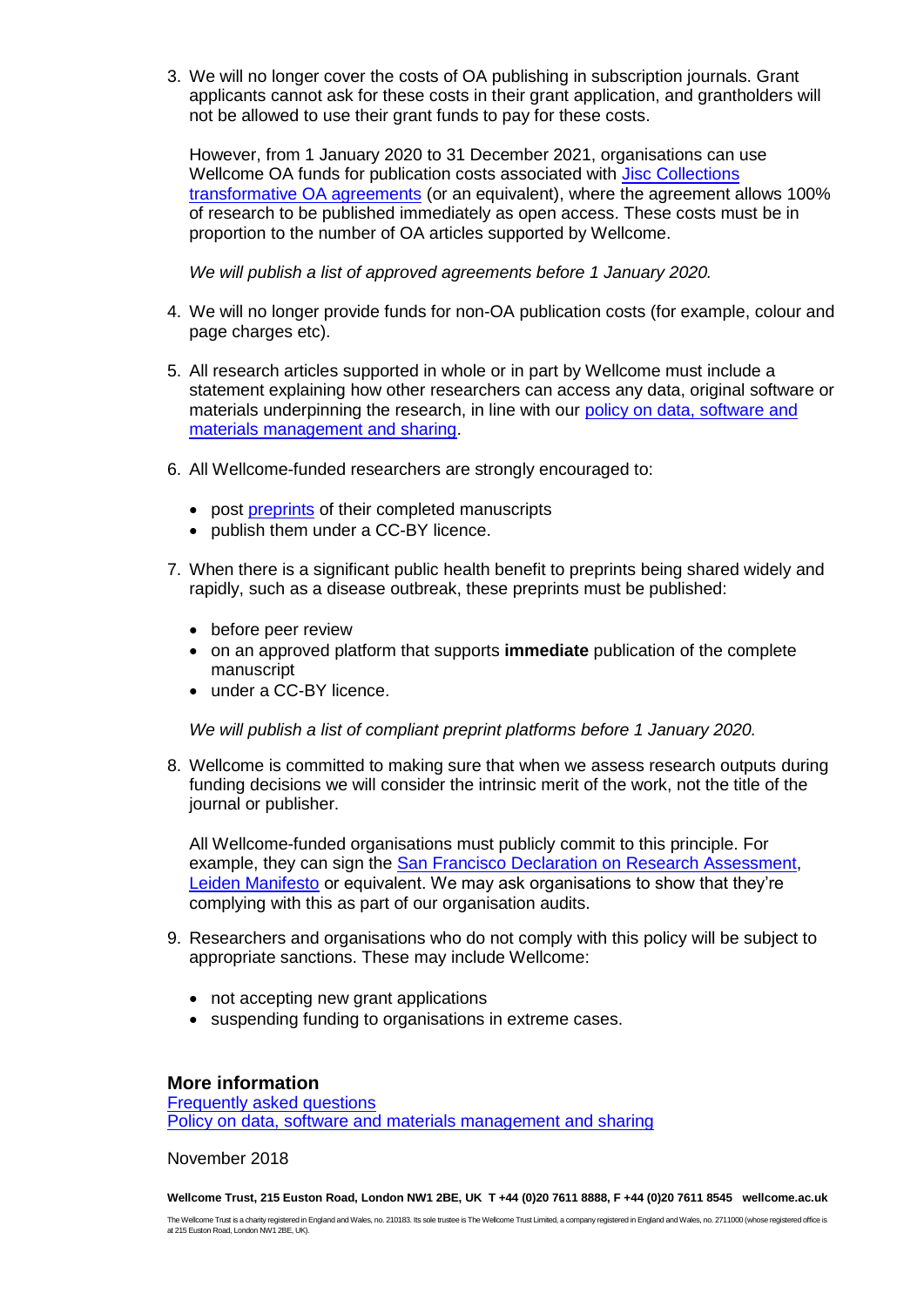3. We will no longer cover the costs of OA publishing in subscription journals. Grant applicants cannot ask for these costs in their grant application, and grantholders will not be allowed to use their grant funds to pay for these costs.

   However, from 1 January 2020 to 31 December 2021, organisations can use Wellcome OA funds for publication costs associated with Jisc Collections transformative OA agreements (or an equivalent), where the agreement allows 100% of research to be published immediately as open access. These costs must be in proportion to the number of OA articles supported by Wellcome.

   *We will publish a list of approved agreements before 1 January 2020.*

4. We will no longer provide funds for non-OA publication costs (for example, colour and page charges etc).

5. All research articles supported in whole or in part by Wellcome must include a statement explaining how other researchers can access any data, original software or materials underpinning the research, in line with our policy on data, software and materials management and sharing.

6. All Wellcome-funded researchers are strongly encouraged to:

   - post preprints of their completed manuscripts
   - publish them under a CC-BY licence.

7. When there is a significant public health benefit to preprints being shared widely and rapidly, such as a disease outbreak, these preprints must be published:

   - before peer review
   - on an approved platform that supports **immediate** publication of the complete manuscript
   - under a CC-BY licence.

   *We will publish a list of compliant preprint platforms before 1 January 2020.*

8. Wellcome is committed to making sure that when we assess research outputs during funding decisions we will consider the intrinsic merit of the work, not the title of the journal or publisher.

   All Wellcome-funded organisations must publicly commit to this principle. For example, they can sign the San Francisco Declaration on Research Assessment, Leiden Manifesto or equivalent. We may ask organisations to show that they're complying with this as part of our organisation audits.

9. Researchers and organisations who do not comply with this policy will be subject to appropriate sanctions. These may include Wellcome:

   - not accepting new grant applications
   - suspending funding to organisations in extreme cases.

## More information

Frequently asked questions
Policy on data, software and materials management and sharing

November 2018

**Wellcome Trust, 215 Euston Road, London NW1 2BE, UK T +44 (0)20 7611 8888, F +44 (0)20 7611 8545 wellcome.ac.uk**

The Wellcome Trust is a charity registered in England and Wales, no. 210183. Its sole trustee is The Wellcome Trust Limited, a company registered in England and Wales, no. 2711000 (whose registered office is at 215 Euston Road, London NW1 2BE, UK).